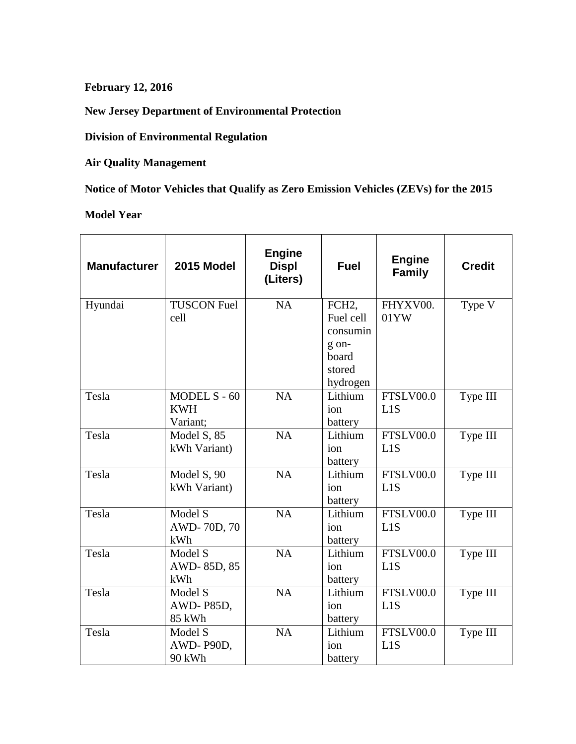**February 12, 2016**

**New Jersey Department of Environmental Protection**

**Division of Environmental Regulation**

**Air Quality Management**

**Notice of Motor Vehicles that Qualify as Zero Emission Vehicles (ZEVs) for the 2015 Model Year**

| Manufacturer | 2015 Model | Engine Displ (Liters) | Fuel | Engine Family | Credit |
|---|---|---|---|---|---|
| Hyundai | TUSCON Fuel cell | NA | FCH2, Fuel cell consuming on-board stored hydrogen | FHYXV00.01YW | Type V |
| Tesla | MODEL S - 60 KWH Variant; | NA | Lithium ion battery | FTSLV00.0L1S | Type III |
| Tesla | Model S, 85 kWh Variant) | NA | Lithium ion battery | FTSLV00.0L1S | Type III |
| Tesla | Model S, 90 kWh Variant) | NA | Lithium ion battery | FTSLV00.0L1S | Type III |
| Tesla | Model S AWD- 70D, 70 kWh | NA | Lithium ion battery | FTSLV00.0L1S | Type III |
| Tesla | Model S AWD- 85D, 85 kWh | NA | Lithium ion battery | FTSLV00.0L1S | Type III |
| Tesla | Model S AWD- P85D, 85 kWh | NA | Lithium ion battery | FTSLV00.0L1S | Type III |
| Tesla | Model S AWD- P90D, 90 kWh | NA | Lithium ion battery | FTSLV00.0L1S | Type III |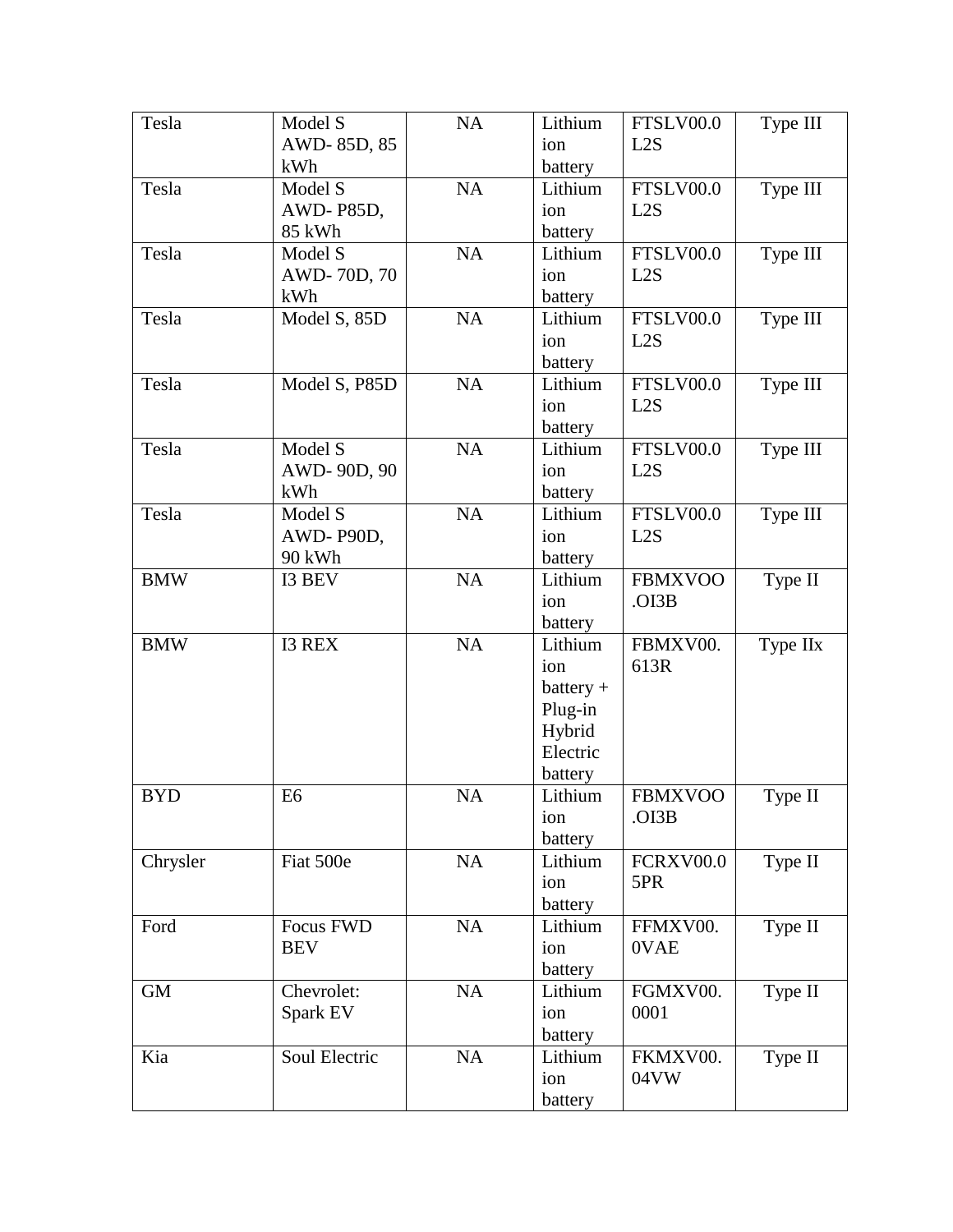| | | | | | |
|---|---|---|---|---|---|
| Tesla | Model S AWD- 85D, 85 kWh | NA | Lithium ion battery | FTSLV00.0L2S | Type III |
| Tesla | Model S AWD- P85D, 85 kWh | NA | Lithium ion battery | FTSLV00.0L2S | Type III |
| Tesla | Model S AWD- 70D, 70 kWh | NA | Lithium ion battery | FTSLV00.0L2S | Type III |
| Tesla | Model S, 85D | NA | Lithium ion battery | FTSLV00.0L2S | Type III |
| Tesla | Model S, P85D | NA | Lithium ion battery | FTSLV00.0L2S | Type III |
| Tesla | Model S AWD- 90D, 90 kWh | NA | Lithium ion battery | FTSLV00.0L2S | Type III |
| Tesla | Model S AWD- P90D, 90 kWh | NA | Lithium ion battery | FTSLV00.0L2S | Type III |
| BMW | I3 BEV | NA | Lithium ion battery | FBMXVOO.OI3B | Type II |
| BMW | I3 REX | NA | Lithium ion battery + Plug-in Hybrid Electric battery | FBMXV00.613R | Type IIx |
| BYD | E6 | NA | Lithium ion battery | FBMXVOO.OI3B | Type II |
| Chrysler | Fiat 500e | NA | Lithium ion battery | FCRXV00.05PR | Type II |
| Ford | Focus FWD BEV | NA | Lithium ion battery | FFMXV00.0VAE | Type II |
| GM | Chevrolet: Spark EV | NA | Lithium ion battery | FGMXV00.0001 | Type II |
| Kia | Soul Electric | NA | Lithium ion battery | FKMXV00.04VW | Type II |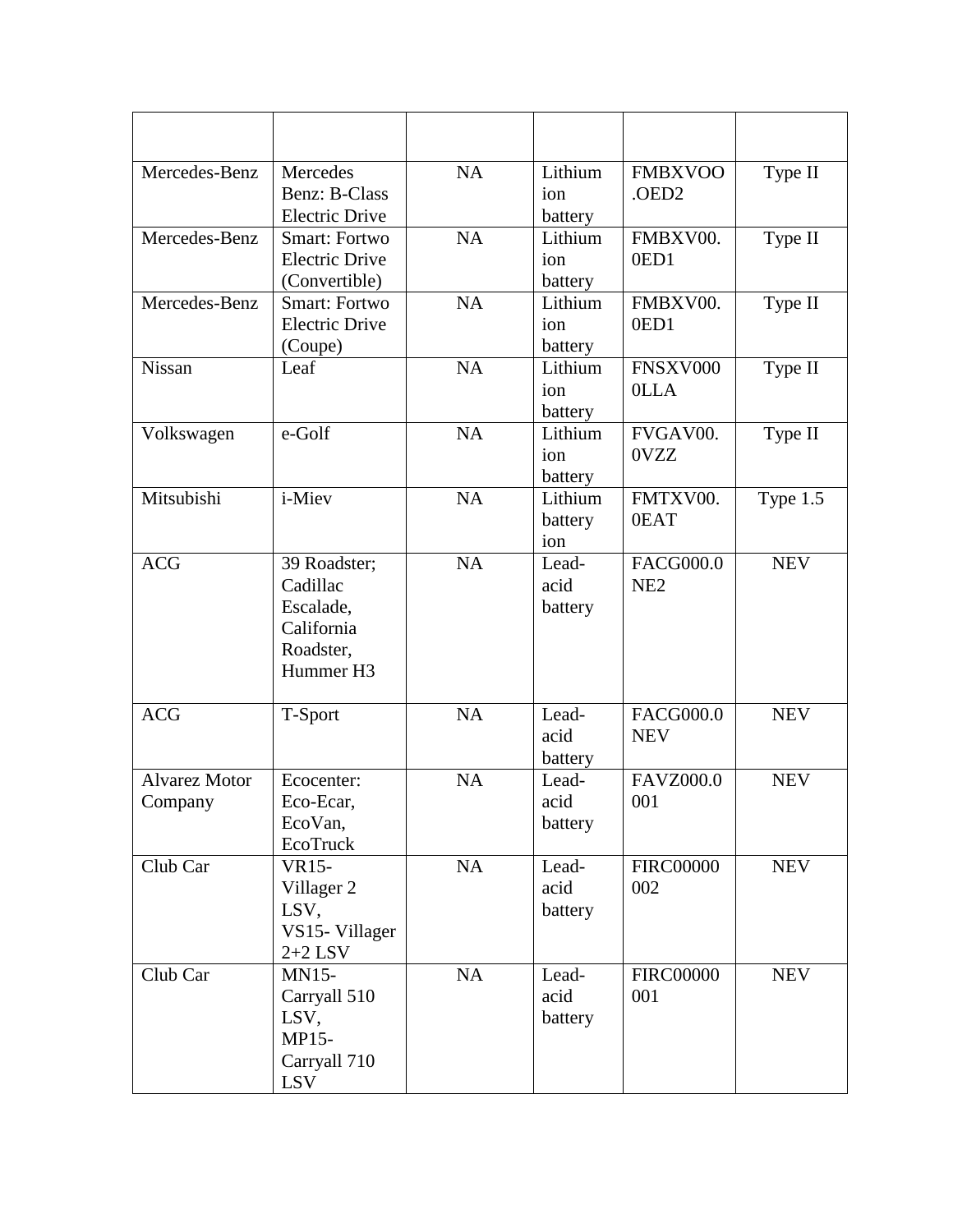| | | | | | |
|---|---|---|---|---|---|
| Mercedes-Benz | Mercedes Benz: B-Class Electric Drive | NA | Lithium ion battery | FMBXVOO.OED2 | Type II |
| Mercedes-Benz | Smart: Fortwo Electric Drive (Convertible) | NA | Lithium ion battery | FMBXV00.0ED1 | Type II |
| Mercedes-Benz | Smart: Fortwo Electric Drive (Coupe) | NA | Lithium ion battery | FMBXV00.0ED1 | Type II |
| Nissan | Leaf | NA | Lithium ion battery | FNSXV0000LLA | Type II |
| Volkswagen | e-Golf | NA | Lithium ion battery | FVGAV00.0VZZ | Type II |
| Mitsubishi | i-Miev | NA | Lithium battery ion | FMTXV00.0EAT | Type 1.5 |
| ACG | 39 Roadster; Cadillac Escalade, California Roadster, Hummer H3 | NA | Lead-acid battery | FACG000.0NE2 | NEV |
| ACG | T-Sport | NA | Lead-acid battery | FACG000.0NEV | NEV |
| Alvarez Motor Company | Ecocenter: Eco-Ecar, EcoVan, EcoTruck | NA | Lead-acid battery | FAVZ000.0001 | NEV |
| Club Car | VR15-Villager 2 LSV, VS15- Villager 2+2 LSV | NA | Lead-acid battery | FIRC00000002 | NEV |
| Club Car | MN15-Carryall 510 LSV, MP15-Carryall 710 LSV | NA | Lead-acid battery | FIRC00000001 | NEV |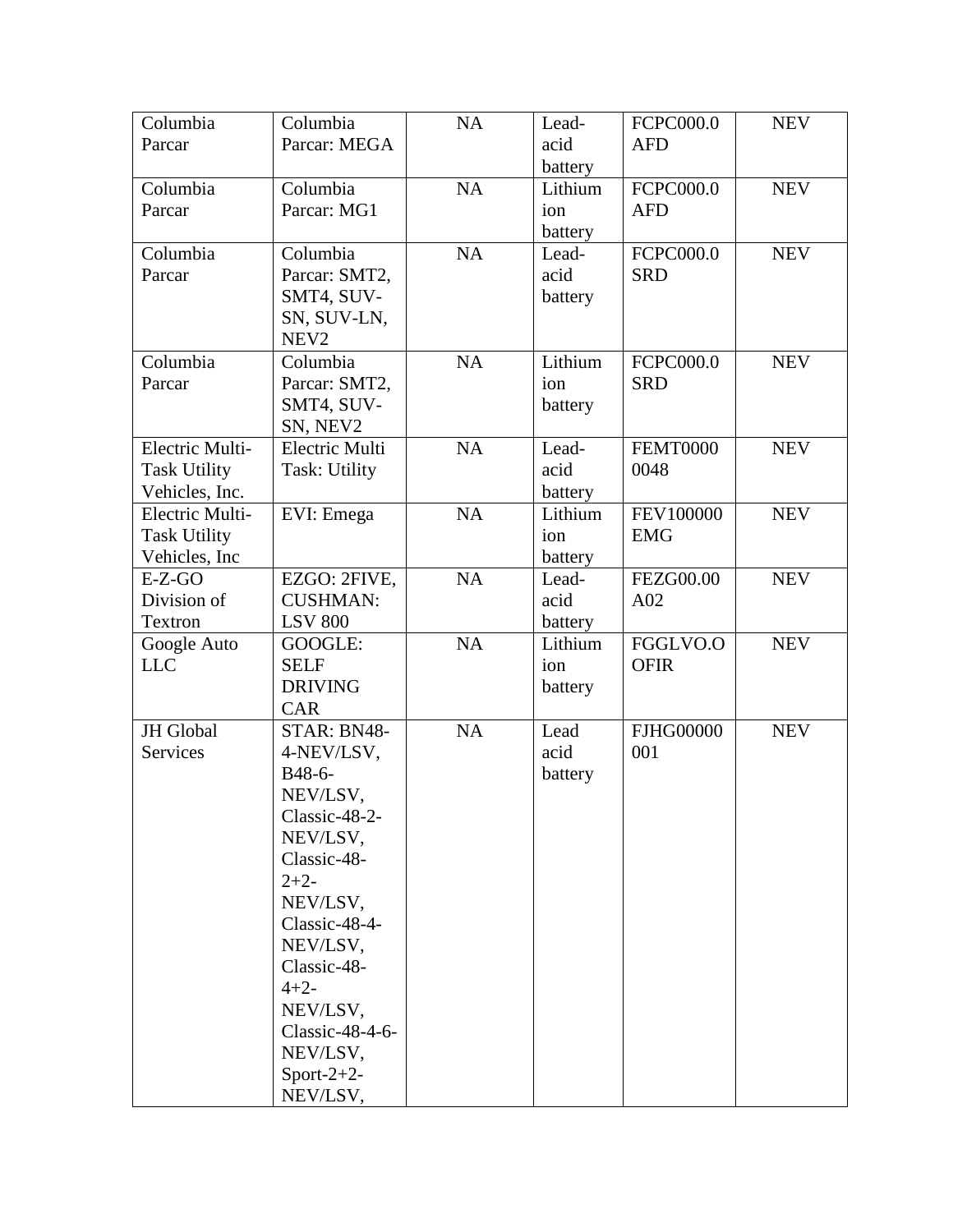| | | | | | |
|---|---|---|---|---|---|
| Columbia Parcar | Columbia Parcar: MEGA | NA | Lead-acid battery | FCPC000.0AFD | NEV |
| Columbia Parcar | Columbia Parcar: MG1 | NA | Lithium ion battery | FCPC000.0AFD | NEV |
| Columbia Parcar | Columbia Parcar: SMT2, SMT4, SUV-SN, SUV-LN, NEV2 | NA | Lead-acid battery | FCPC000.0SRD | NEV |
| Columbia Parcar | Columbia Parcar: SMT2, SMT4, SUV-SN, NEV2 | NA | Lithium ion battery | FCPC000.0SRD | NEV |
| Electric Multi-Task Utility Vehicles, Inc. | Electric Multi Task: Utility | NA | Lead-acid battery | FEMT00000048 | NEV |
| Electric Multi-Task Utility Vehicles, Inc | EVI: Emega | NA | Lithium ion battery | FEV100000EMG | NEV |
| E-Z-GO Division of Textron | EZGO: 2FIVE, CUSHMAN: LSV 800 | NA | Lead-acid battery | FEZG00.00A02 | NEV |
| Google Auto LLC | GOOGLE: SELF DRIVING CAR | NA | Lithium ion battery | FGGLVO.OOFIR | NEV |
| JH Global Services | STAR: BN48-4-NEV/LSV, B48-6-NEV/LSV, Classic-48-2-NEV/LSV, Classic-48-2+2-NEV/LSV, Classic-48-4-NEV/LSV, Classic-48-4+2-NEV/LSV, Classic-48-4-6-NEV/LSV, Sport-2+2-NEV/LSV, | NA | Lead acid battery | FJHG00000001 | NEV |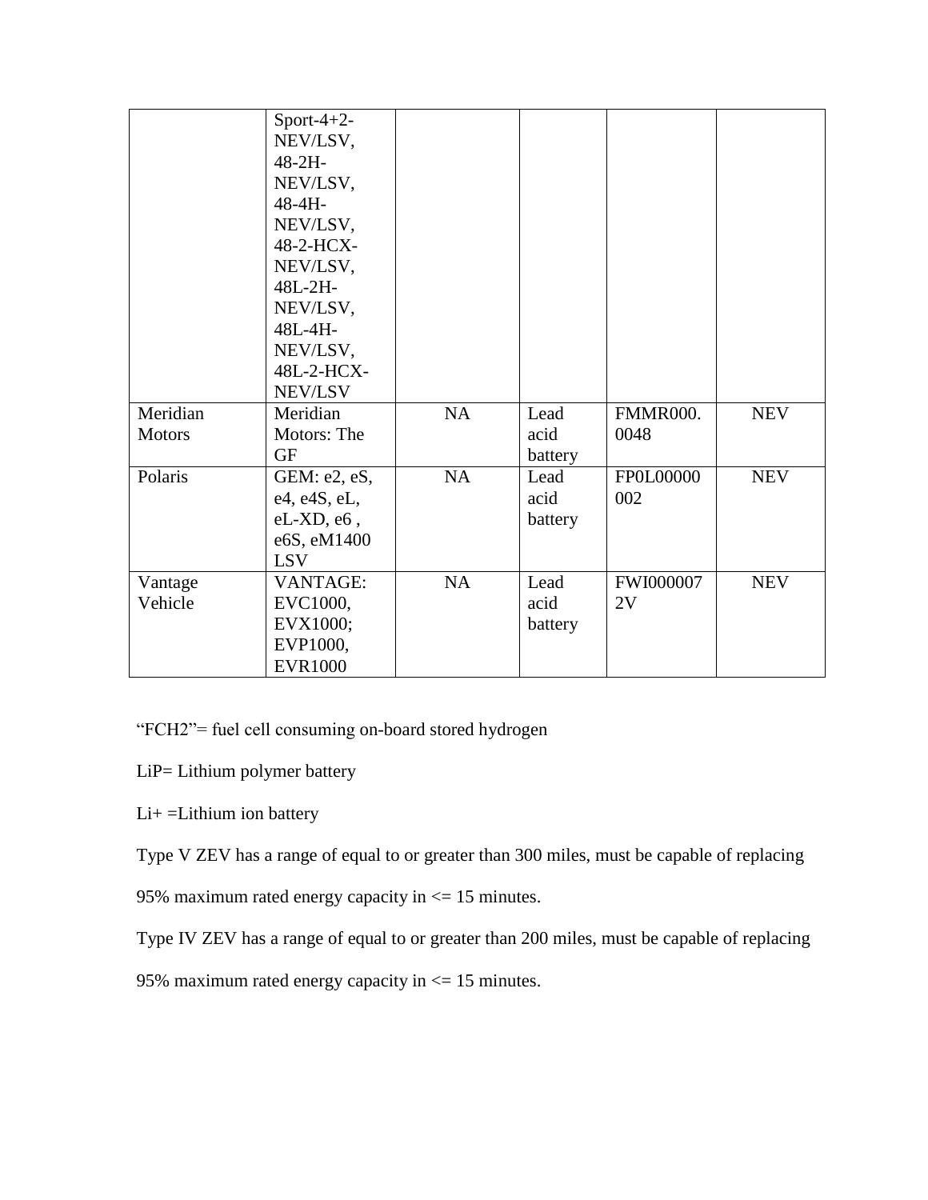|  | Sport-4+2-NEV/LSV, 48-2H-NEV/LSV, 48-4H-NEV/LSV, 48-2-HCX-NEV/LSV, 48L-2H-NEV/LSV, 48L-4H-NEV/LSV, 48L-2-HCX-NEV/LSV |  |  |  |  |
|---|---|---|---|---|---|
| Meridian Motors | Meridian Motors: The GF | NA | Lead acid battery | FMMR000.0048 | NEV |
| Polaris | GEM: e2, eS, e4, e4S, eL, eL-XD, e6 , e6S, eM1400 LSV | NA | Lead acid battery | FP0L00000002 | NEV |
| Vantage Vehicle | VANTAGE: EVC1000, EVX1000; EVP1000, EVR1000 | NA | Lead acid battery | FWI0000072V | NEV |

“FCH2”= fuel cell consuming on-board stored hydrogen

LiP= Lithium polymer battery

Li+ =Lithium ion battery

Type V ZEV has a range of equal to or greater than 300 miles, must be capable of replacing 95% maximum rated energy capacity in <= 15 minutes.

Type IV ZEV has a range of equal to or greater than 200 miles, must be capable of replacing 95% maximum rated energy capacity in <= 15 minutes.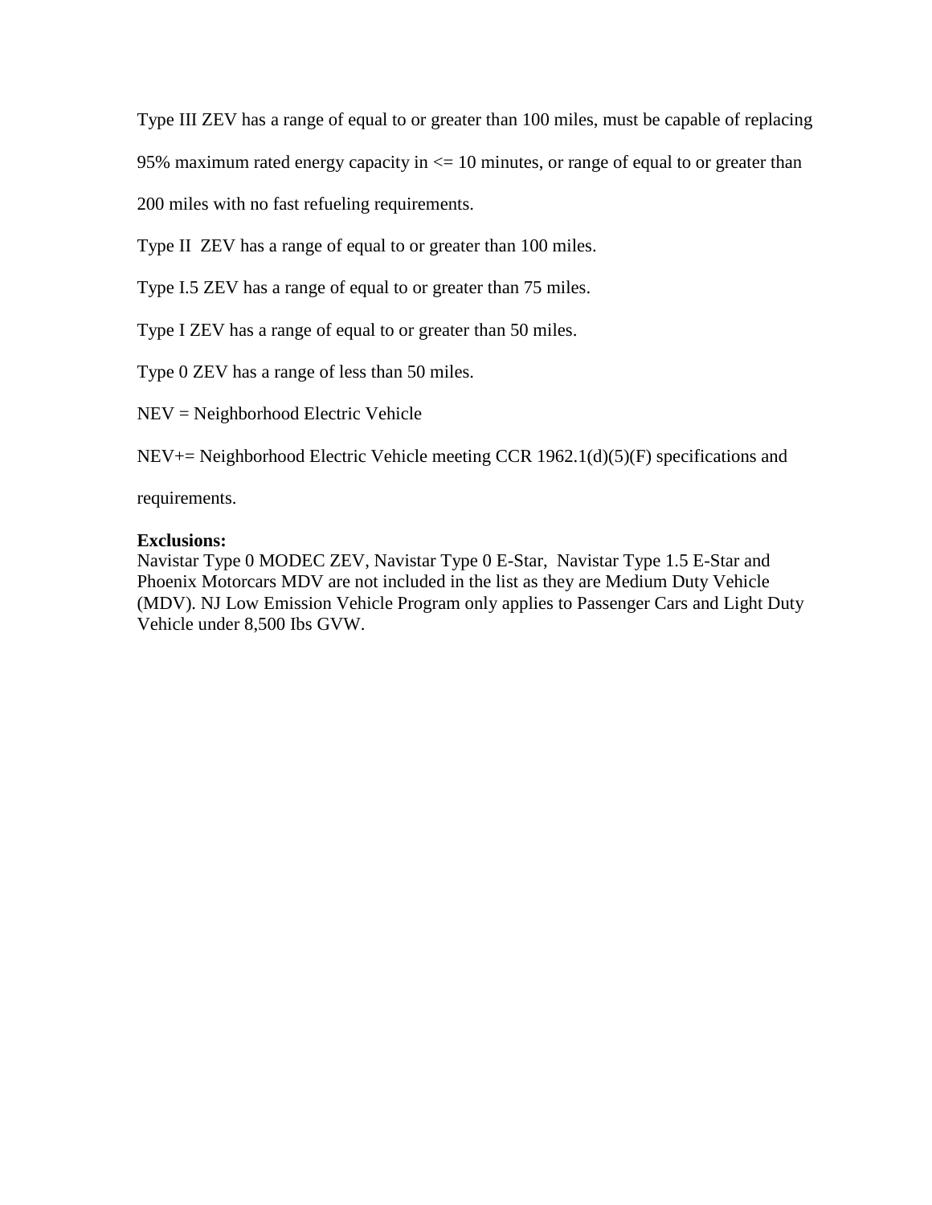Type III ZEV has a range of equal to or greater than 100 miles, must be capable of replacing 95% maximum rated energy capacity in <= 10 minutes, or range of equal to or greater than 200 miles with no fast refueling requirements.

Type II ZEV has a range of equal to or greater than 100 miles.

Type I.5 ZEV has a range of equal to or greater than 75 miles.

Type I ZEV has a range of equal to or greater than 50 miles.

Type 0 ZEV has a range of less than 50 miles.

NEV = Neighborhood Electric Vehicle

NEV+= Neighborhood Electric Vehicle meeting CCR 1962.1(d)(5)(F) specifications and requirements.

**Exclusions:**
Navistar Type 0 MODEC ZEV, Navistar Type 0 E-Star, Navistar Type 1.5 E-Star and Phoenix Motorcars MDV are not included in the list as they are Medium Duty Vehicle (MDV). NJ Low Emission Vehicle Program only applies to Passenger Cars and Light Duty Vehicle under 8,500 Ibs GVW.